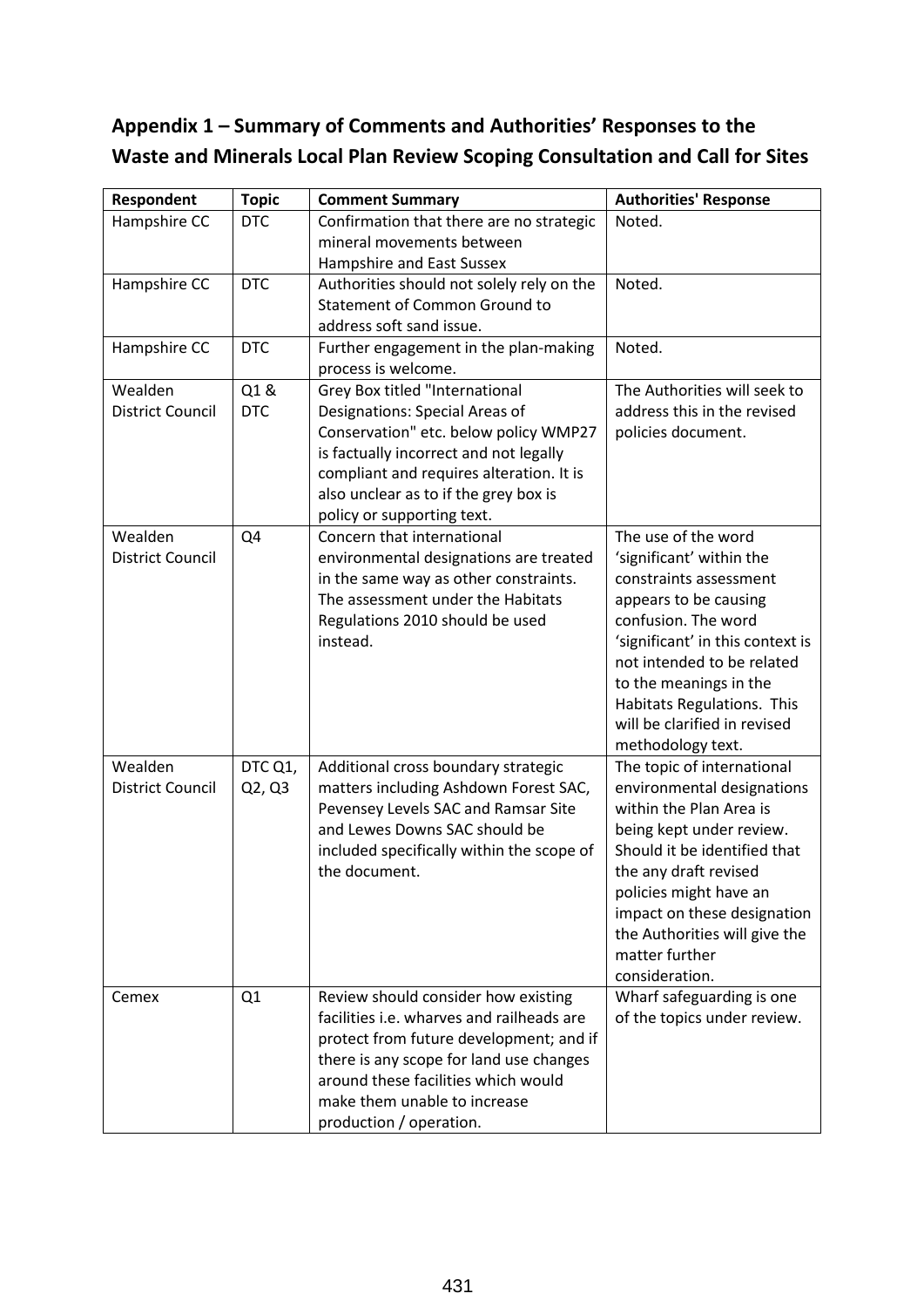## Appendix 1 – Summary of Comments and Authorities' Responses to the Waste and Minerals Local Plan Review Scoping Consultation and Call for Sites

| Respondent | Topic | Comment Summary | Authorities' Response |
|---|---|---|---|
| Hampshire CC | DTC | Confirmation that there are no strategic mineral movements between Hampshire and East Sussex | Noted. |
| Hampshire CC | DTC | Authorities should not solely rely on the Statement of Common Ground to address soft sand issue. | Noted. |
| Hampshire CC | DTC | Further engagement in the plan-making process is welcome. | Noted. |
| Wealden District Council | Q1 & DTC | Grey Box titled "International Designations: Special Areas of Conservation" etc. below policy WMP27 is factually incorrect and not legally compliant and requires alteration. It is also unclear as to if the grey box is policy or supporting text. | The Authorities will seek to address this in the revised policies document. |
| Wealden District Council | Q4 | Concern that international environmental designations are treated in the same way as other constraints. The assessment under the Habitats Regulations 2010 should be used instead. | The use of the word 'significant' within the constraints assessment appears to be causing confusion. The word 'significant' in this context is not intended to be related to the meanings in the Habitats Regulations. This will be clarified in revised methodology text. |
| Wealden District Council | DTC Q1, Q2, Q3 | Additional cross boundary strategic matters including Ashdown Forest SAC, Pevensey Levels SAC and Ramsar Site and Lewes Downs SAC should be included specifically within the scope of the document. | The topic of international environmental designations within the Plan Area is being kept under review. Should it be identified that the any draft revised policies might have an impact on these designation the Authorities will give the matter further consideration. |
| Cemex | Q1 | Review should consider how existing facilities i.e. wharves and railheads are protect from future development; and if there is any scope for land use changes around these facilities which would make them unable to increase production / operation. | Wharf safeguarding is one of the topics under review. |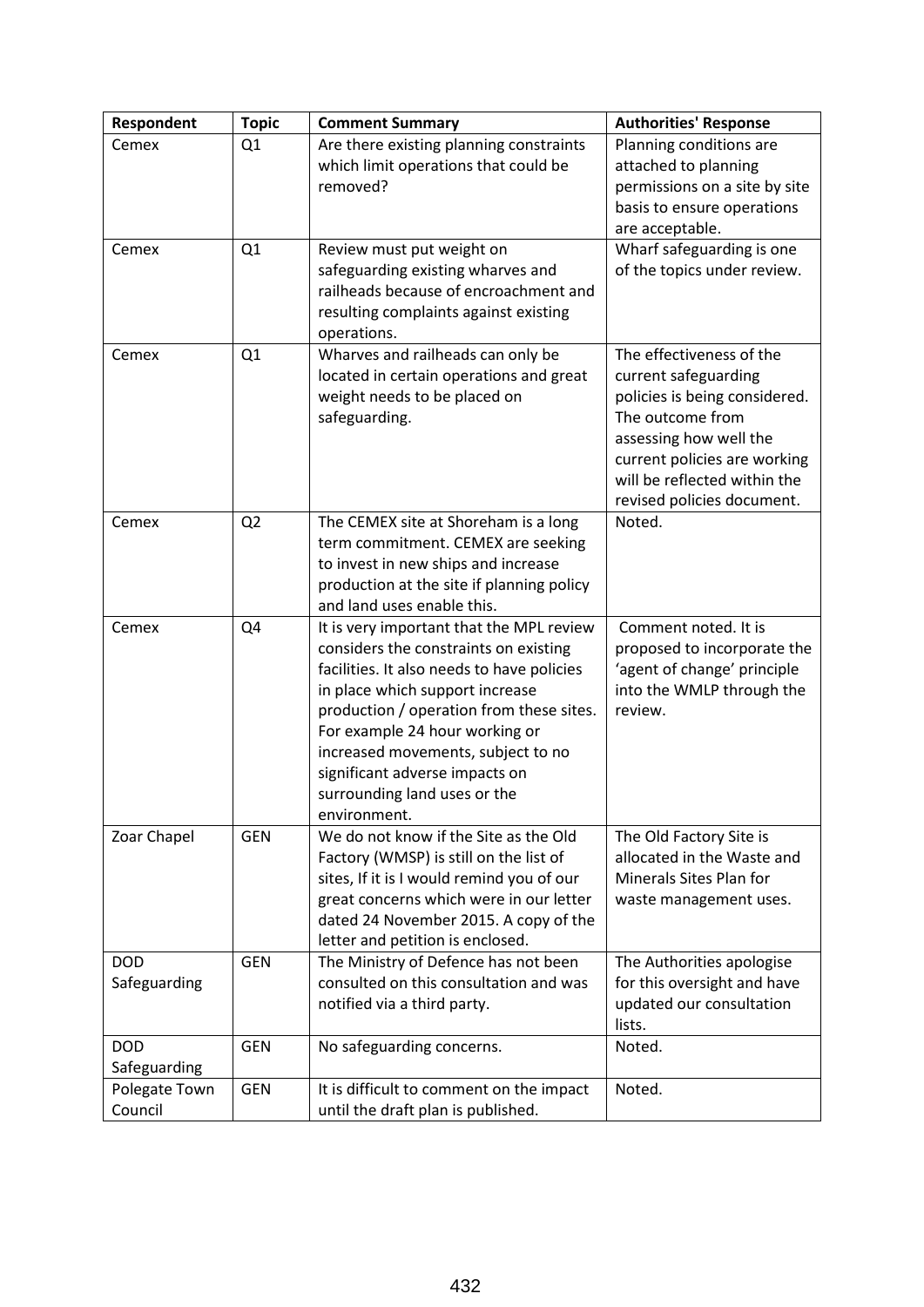| Respondent | Topic | Comment Summary | Authorities' Response |
|---|---|---|---|
| Cemex | Q1 | Are there existing planning constraints which limit operations that could be removed? | Planning conditions are attached to planning permissions on a site by site basis to ensure operations are acceptable. |
| Cemex | Q1 | Review must put weight on safeguarding existing wharves and railheads because of encroachment and resulting complaints against existing operations. | Wharf safeguarding is one of the topics under review. |
| Cemex | Q1 | Wharves and railheads can only be located in certain operations and great weight needs to be placed on safeguarding. | The effectiveness of the current safeguarding policies is being considered. The outcome from assessing how well the current policies are working will be reflected within the revised policies document. |
| Cemex | Q2 | The CEMEX site at Shoreham is a long term commitment. CEMEX are seeking to invest in new ships and increase production at the site if planning policy and land uses enable this. | Noted. |
| Cemex | Q4 | It is very important that the MPL review considers the constraints on existing facilities. It also needs to have policies in place which support increase production / operation from these sites. For example 24 hour working or increased movements, subject to no significant adverse impacts on surrounding land uses or the environment. | Comment noted. It is proposed to incorporate the 'agent of change' principle into the WMLP through the review. |
| Zoar Chapel | GEN | We do not know if the Site as the Old Factory (WMSP) is still on the list of sites, If it is I would remind you of our great concerns which were in our letter dated 24 November 2015. A copy of the letter and petition is enclosed. | The Old Factory Site is allocated in the Waste and Minerals Sites Plan for waste management uses. |
| DOD Safeguarding | GEN | The Ministry of Defence has not been consulted on this consultation and was notified via a third party. | The Authorities apologise for this oversight and have updated our consultation lists. |
| DOD Safeguarding | GEN | No safeguarding concerns. | Noted. |
| Polegate Town Council | GEN | It is difficult to comment on the impact until the draft plan is published. | Noted. |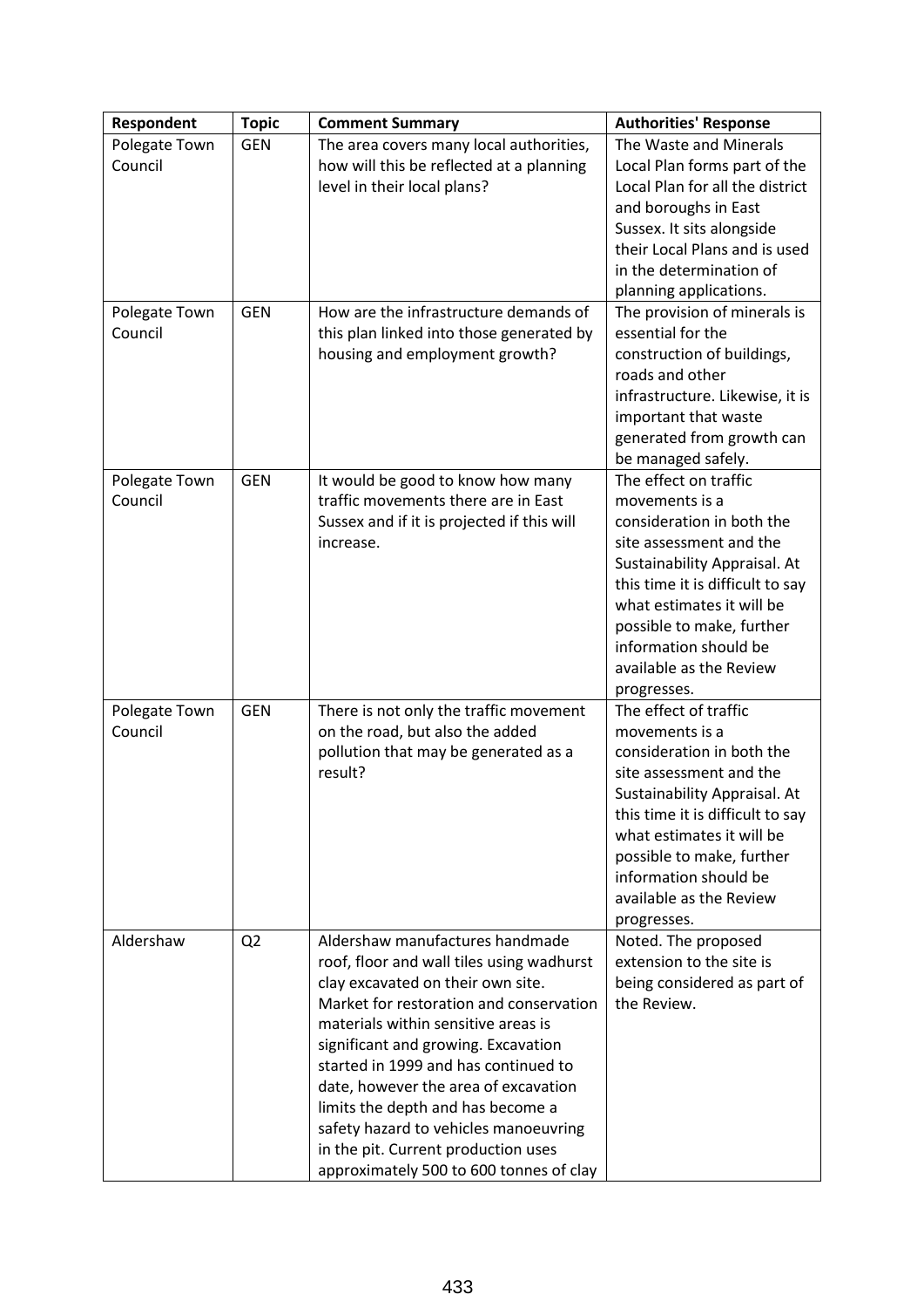| Respondent | Topic | Comment Summary | Authorities' Response |
|---|---|---|---|
| Polegate Town Council | GEN | The area covers many local authorities, how will this be reflected at a planning level in their local plans? | The Waste and Minerals Local Plan forms part of the Local Plan for all the district and boroughs in East Sussex. It sits alongside their Local Plans and is used in the determination of planning applications. |
| Polegate Town Council | GEN | How are the infrastructure demands of this plan linked into those generated by housing and employment growth? | The provision of minerals is essential for the construction of buildings, roads and other infrastructure. Likewise, it is important that waste generated from growth can be managed safely. |
| Polegate Town Council | GEN | It would be good to know how many traffic movements there are in East Sussex and if it is projected if this will increase. | The effect on traffic movements is a consideration in both the site assessment and the Sustainability Appraisal. At this time it is difficult to say what estimates it will be possible to make, further information should be available as the Review progresses. |
| Polegate Town Council | GEN | There is not only the traffic movement on the road, but also the added pollution that may be generated as a result? | The effect of traffic movements is a consideration in both the site assessment and the Sustainability Appraisal. At this time it is difficult to say what estimates it will be possible to make, further information should be available as the Review progresses. |
| Aldershaw | Q2 | Aldershaw manufactures handmade roof, floor and wall tiles using wadhurst clay excavated on their own site. Market for restoration and conservation materials within sensitive areas is significant and growing. Excavation started in 1999 and has continued to date, however the area of excavation limits the depth and has become a safety hazard to vehicles manoeuvring in the pit. Current production uses approximately 500 to 600 tonnes of clay | Noted. The proposed extension to the site is being considered as part of the Review. |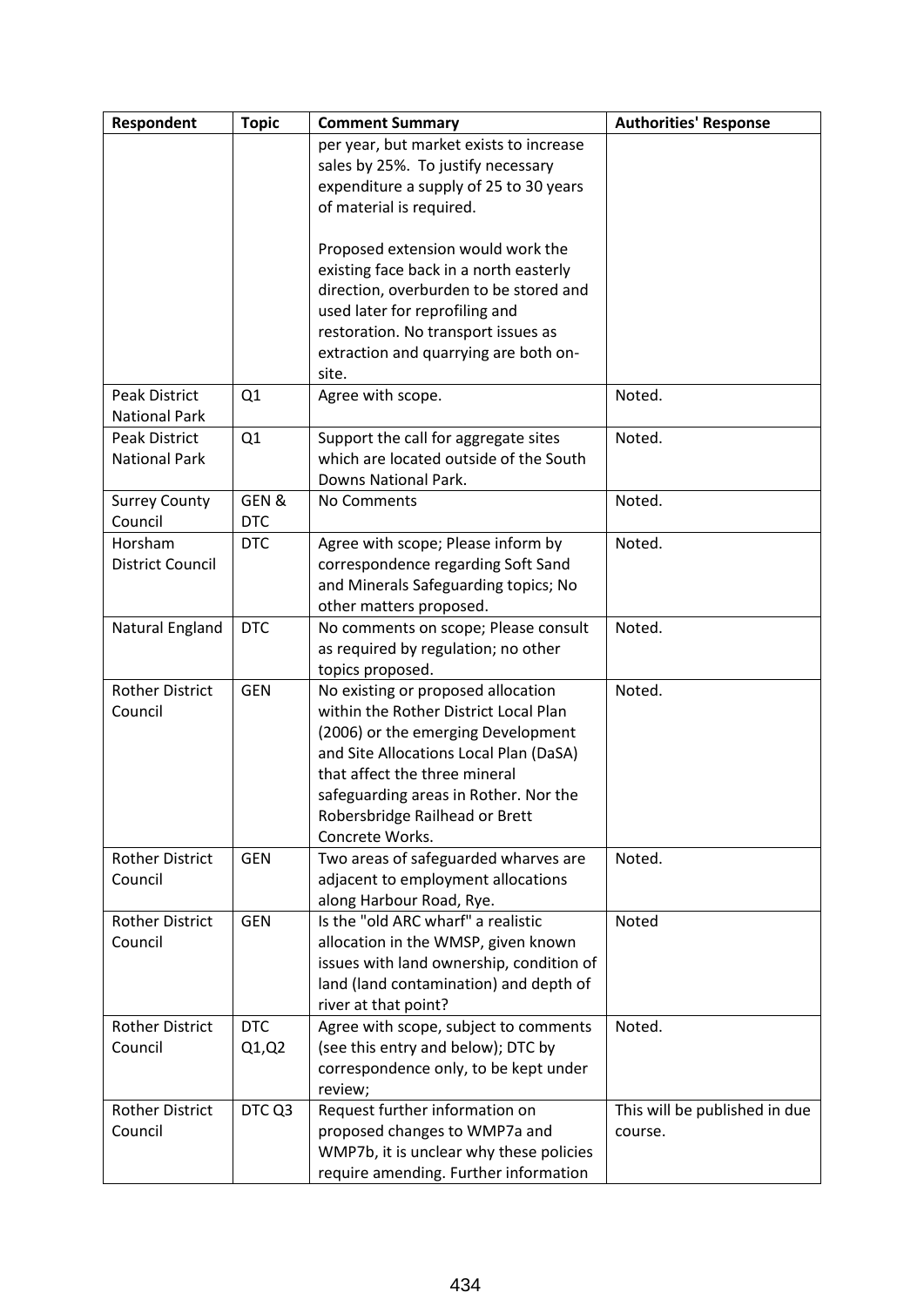| Respondent | Topic | Comment Summary | Authorities' Response |
|---|---|---|---|
| | | per year, but market exists to increase sales by 25%. To justify necessary expenditure a supply of 25 to 30 years of material is required.<br><br>Proposed extension would work the existing face back in a north easterly direction, overburden to be stored and used later for reprofiling and restoration. No transport issues as extraction and quarrying are both on-site. | |
| Peak District National Park | Q1 | Agree with scope. | Noted. |
| Peak District National Park | Q1 | Support the call for aggregate sites which are located outside of the South Downs National Park. | Noted. |
| Surrey County Council | GEN & DTC | No Comments | Noted. |
| Horsham District Council | DTC | Agree with scope; Please inform by correspondence regarding Soft Sand and Minerals Safeguarding topics; No other matters proposed. | Noted. |
| Natural England | DTC | No comments on scope; Please consult as required by regulation; no other topics proposed. | Noted. |
| Rother District Council | GEN | No existing or proposed allocation within the Rother District Local Plan (2006) or the emerging Development and Site Allocations Local Plan (DaSA) that affect the three mineral safeguarding areas in Rother. Nor the Robersbridge Railhead or Brett Concrete Works. | Noted. |
| Rother District Council | GEN | Two areas of safeguarded wharves are adjacent to employment allocations along Harbour Road, Rye. | Noted. |
| Rother District Council | GEN | Is the "old ARC wharf" a realistic allocation in the WMSP, given known issues with land ownership, condition of land (land contamination) and depth of river at that point? | Noted |
| Rother District Council | DTC Q1,Q2 | Agree with scope, subject to comments (see this entry and below); DTC by correspondence only, to be kept under review; | Noted. |
| Rother District Council | DTC Q3 | Request further information on proposed changes to WMP7a and WMP7b, it is unclear why these policies require amending. Further information | This will be published in due course. |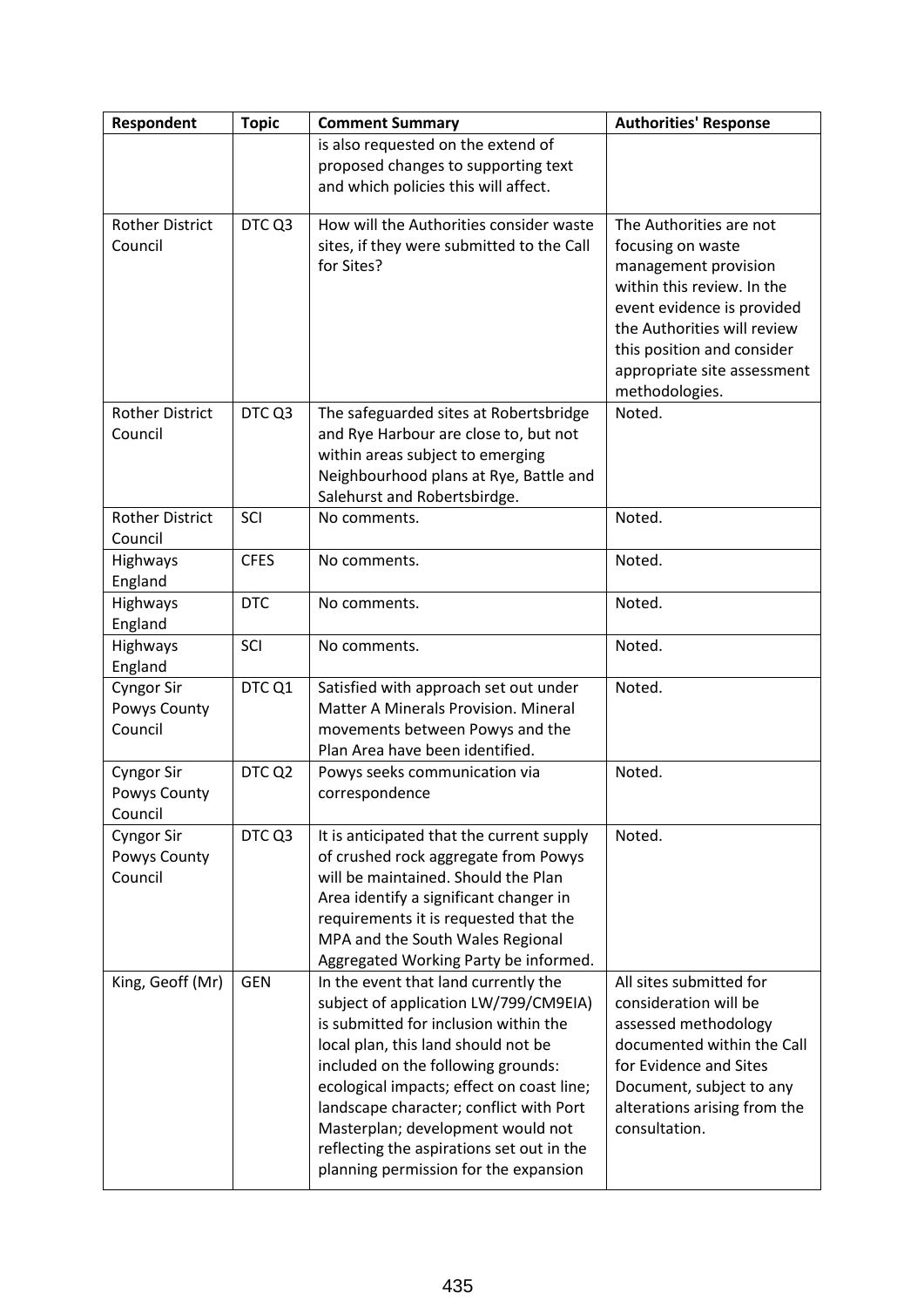| Respondent | Topic | Comment Summary | Authorities' Response |
|---|---|---|---|
| | | is also requested on the extend of proposed changes to supporting text and which policies this will affect. | |
| Rother District Council | DTC Q3 | How will the Authorities consider waste sites, if they were submitted to the Call for Sites? | The Authorities are not focusing on waste management provision within this review. In the event evidence is provided the Authorities will review this position and consider appropriate site assessment methodologies. |
| Rother District Council | DTC Q3 | The safeguarded sites at Robertsbridge and Rye Harbour are close to, but not within areas subject to emerging Neighbourhood plans at Rye, Battle and Salehurst and Robertsbirdge. | Noted. |
| Rother District Council | SCI | No comments. | Noted. |
| Highways England | CFES | No comments. | Noted. |
| Highways England | DTC | No comments. | Noted. |
| Highways England | SCI | No comments. | Noted. |
| Cyngor Sir Powys County Council | DTC Q1 | Satisfied with approach set out under Matter A Minerals Provision. Mineral movements between Powys and the Plan Area have been identified. | Noted. |
| Cyngor Sir Powys County Council | DTC Q2 | Powys seeks communication via correspondence | Noted. |
| Cyngor Sir Powys County Council | DTC Q3 | It is anticipated that the current supply of crushed rock aggregate from Powys will be maintained. Should the Plan Area identify a significant changer in requirements it is requested that the MPA and the South Wales Regional Aggregated Working Party be informed. | Noted. |
| King, Geoff (Mr) | GEN | In the event that land currently the subject of application LW/799/CM9EIA) is submitted for inclusion within the local plan, this land should not be included on the following grounds: ecological impacts; effect on coast line; landscape character; conflict with Port Masterplan; development would not reflecting the aspirations set out in the planning permission for the expansion | All sites submitted for consideration will be assessed methodology documented within the Call for Evidence and Sites Document, subject to any alterations arising from the consultation. |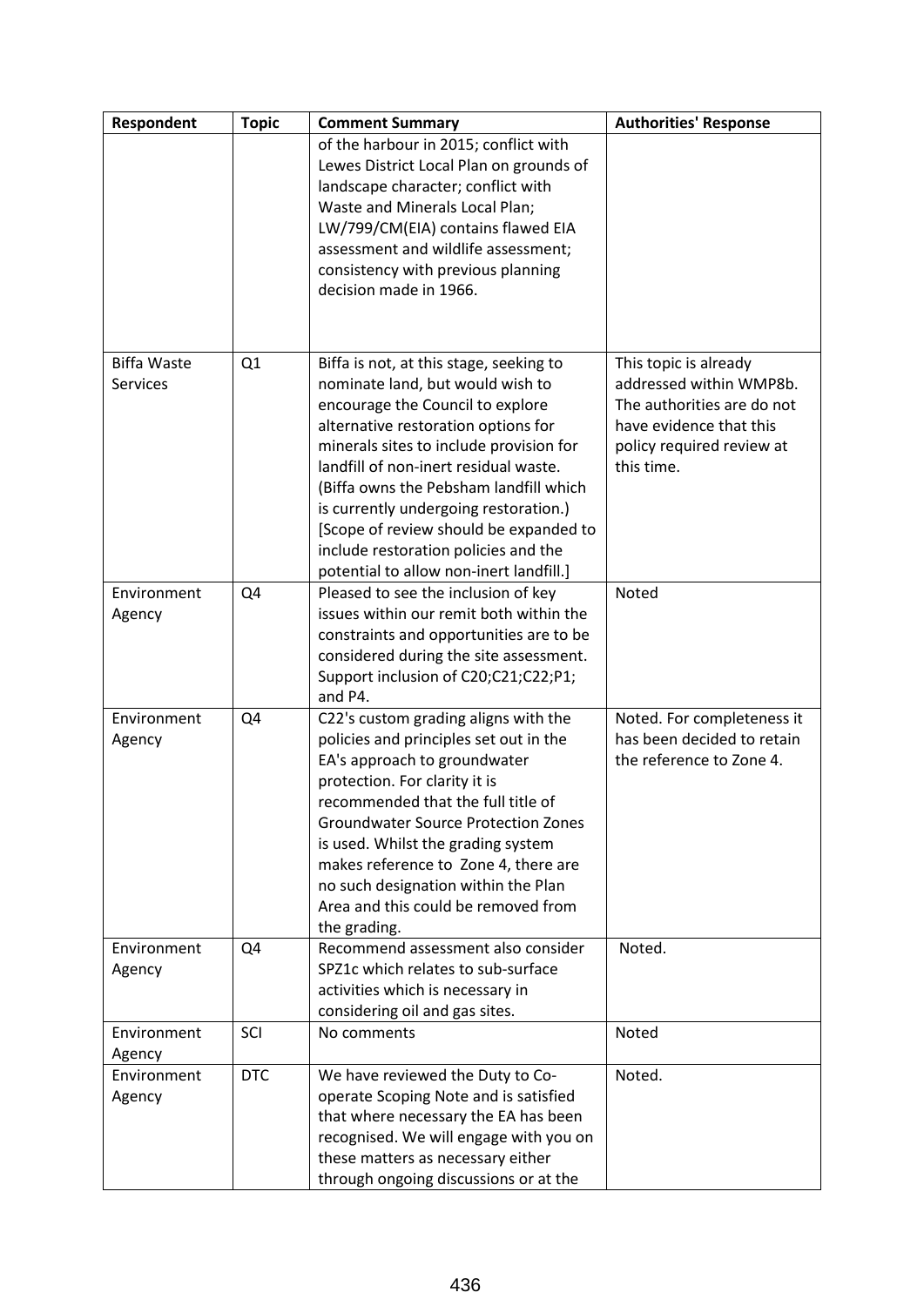| Respondent | Topic | Comment Summary | Authorities' Response |
|---|---|---|---|
| | | of the harbour in 2015; conflict with Lewes District Local Plan on grounds of landscape character; conflict with Waste and Minerals Local Plan; LW/799/CM(EIA) contains flawed EIA assessment and wildlife assessment; consistency with previous planning decision made in 1966. | |
| Biffa Waste Services | Q1 | Biffa is not, at this stage, seeking to nominate land, but would wish to encourage the Council to explore alternative restoration options for minerals sites to include provision for landfill of non-inert residual waste. (Biffa owns the Pebsham landfill which is currently undergoing restoration.) [Scope of review should be expanded to include restoration policies and the potential to allow non-inert landfill.] | This topic is already addressed within WMP8b. The authorities are do not have evidence that this policy required review at this time. |
| Environment Agency | Q4 | Pleased to see the inclusion of key issues within our remit both within the constraints and opportunities are to be considered during the site assessment. Support inclusion of C20;C21;C22;P1; and P4. | Noted |
| Environment Agency | Q4 | C22's custom grading aligns with the policies and principles set out in the EA's approach to groundwater protection. For clarity it is recommended that the full title of Groundwater Source Protection Zones is used. Whilst the grading system makes reference to Zone 4, there are no such designation within the Plan Area and this could be removed from the grading. | Noted. For completeness it has been decided to retain the reference to Zone 4. |
| Environment Agency | Q4 | Recommend assessment also consider SPZ1c which relates to sub-surface activities which is necessary in considering oil and gas sites. | Noted. |
| Environment Agency | SCI | No comments | Noted |
| Environment Agency | DTC | We have reviewed the Duty to Co-operate Scoping Note and is satisfied that where necessary the EA has been recognised. We will engage with you on these matters as necessary either through ongoing discussions or at the | Noted. |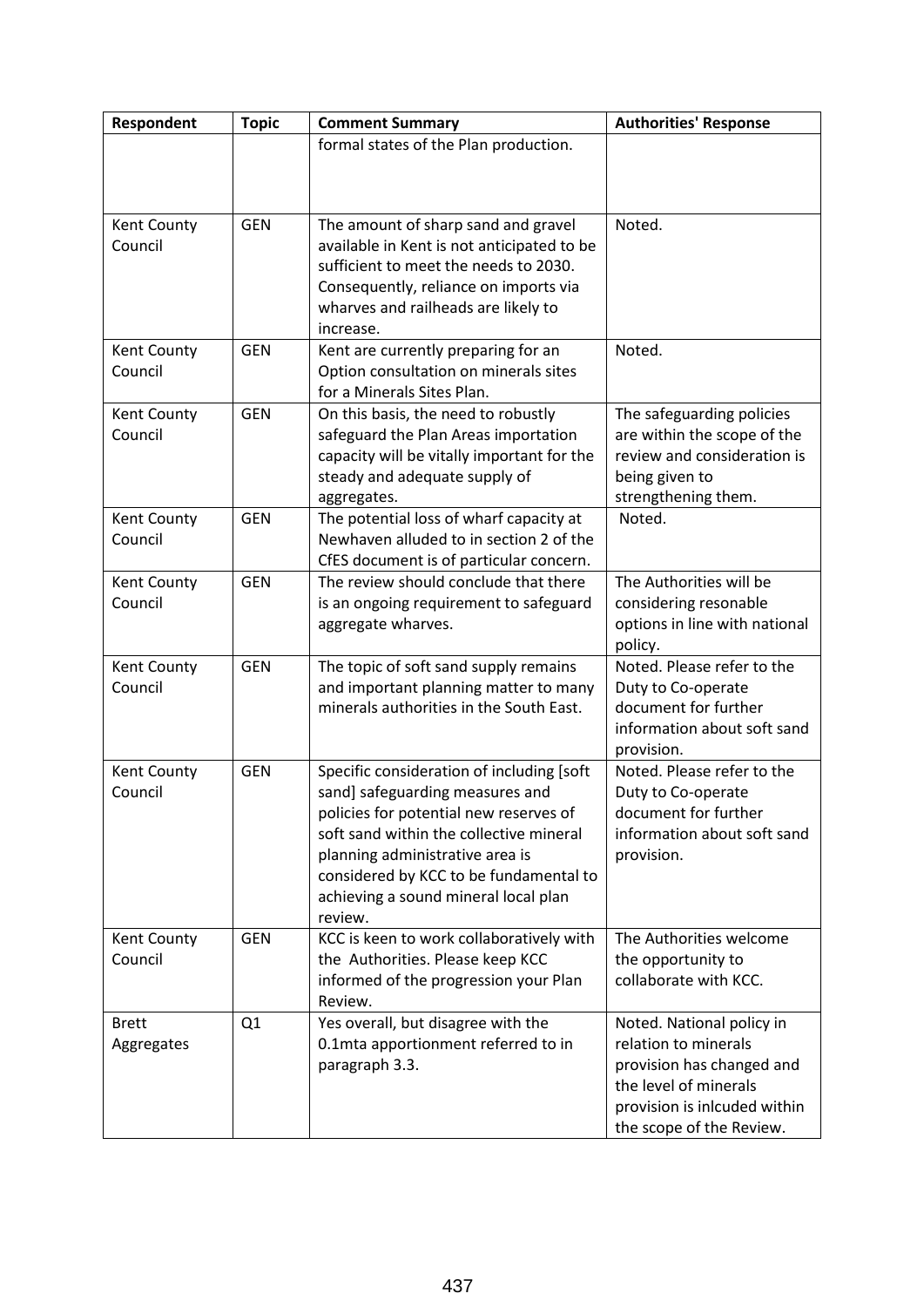| Respondent | Topic | Comment Summary | Authorities' Response |
|---|---|---|---|
| | | formal states of the Plan production. | |
| Kent County Council | GEN | The amount of sharp sand and gravel available in Kent is not anticipated to be sufficient to meet the needs to 2030. Consequently, reliance on imports via wharves and railheads are likely to increase. | Noted. |
| Kent County Council | GEN | Kent are currently preparing for an Option consultation on minerals sites for a Minerals Sites Plan. | Noted. |
| Kent County Council | GEN | On this basis, the need to robustly safeguard the Plan Areas importation capacity will be vitally important for the steady and adequate supply of aggregates. | The safeguarding policies are within the scope of the review and consideration is being given to strengthening them. |
| Kent County Council | GEN | The potential loss of wharf capacity at Newhaven alluded to in section 2 of the CfES document is of particular concern. | Noted. |
| Kent County Council | GEN | The review should conclude that there is an ongoing requirement to safeguard aggregate wharves. | The Authorities will be considering resonable options in line with national policy. |
| Kent County Council | GEN | The topic of soft sand supply remains and important planning matter to many minerals authorities in the South East. | Noted. Please refer to the Duty to Co-operate document for further information about soft sand provision. |
| Kent County Council | GEN | Specific consideration of including [soft sand] safeguarding measures and policies for potential new reserves of soft sand within the collective mineral planning administrative area is considered by KCC to be fundamental to achieving a sound mineral local plan review. | Noted. Please refer to the Duty to Co-operate document for further information about soft sand provision. |
| Kent County Council | GEN | KCC is keen to work collaboratively with the Authorities. Please keep KCC informed of the progression your Plan Review. | The Authorities welcome the opportunity to collaborate with KCC. |
| Brett Aggregates | Q1 | Yes overall, but disagree with the 0.1mta apportionment referred to in paragraph 3.3. | Noted. National policy in relation to minerals provision has changed and the level of minerals provision is inlcuded within the scope of the Review. |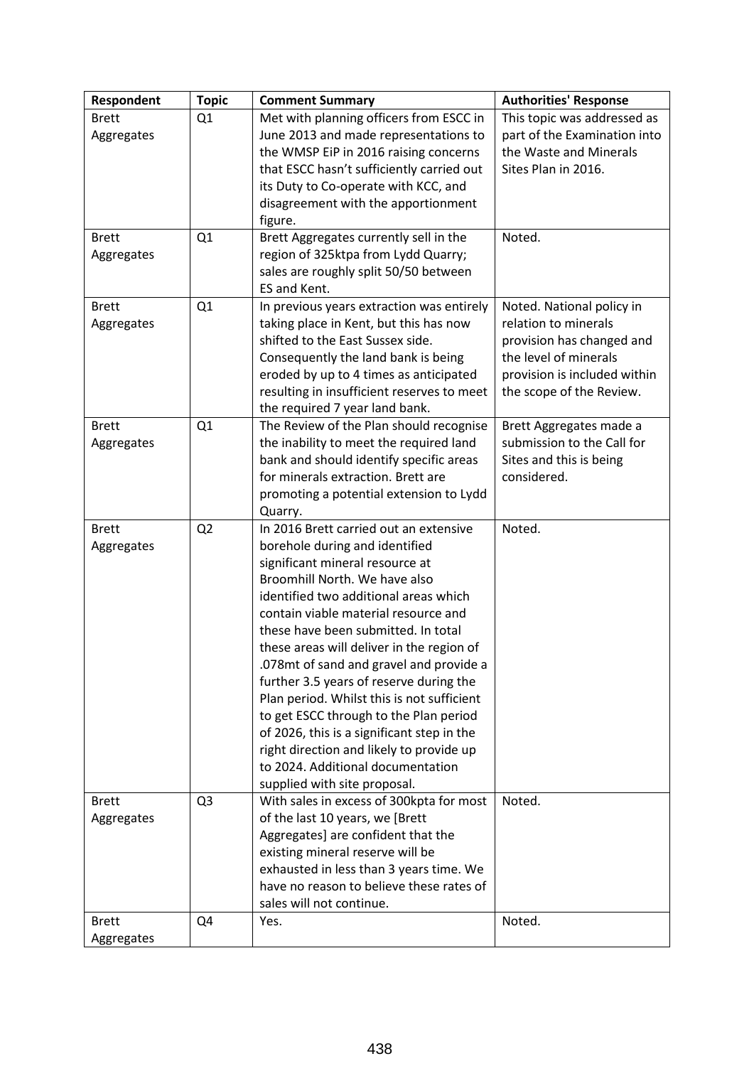| Respondent | Topic | Comment Summary | Authorities' Response |
| --- | --- | --- | --- |
| Brett Aggregates | Q1 | Met with planning officers from ESCC in June 2013 and made representations to the WMSP EiP in 2016 raising concerns that ESCC hasn't sufficiently carried out its Duty to Co-operate with KCC, and disagreement with the apportionment figure. | This topic was addressed as part of the Examination into the Waste and Minerals Sites Plan in 2016. |
| Brett Aggregates | Q1 | Brett Aggregates currently sell in the region of 325ktpa from Lydd Quarry; sales are roughly split 50/50 between ES and Kent. | Noted. |
| Brett Aggregates | Q1 | In previous years extraction was entirely taking place in Kent, but this has now shifted to the East Sussex side. Consequently the land bank is being eroded by up to 4 times as anticipated resulting in insufficient reserves to meet the required 7 year land bank. | Noted. National policy in relation to minerals provision has changed and the level of minerals provision is included within the scope of the Review. |
| Brett Aggregates | Q1 | The Review of the Plan should recognise the inability to meet the required land bank and should identify specific areas for minerals extraction. Brett are promoting a potential extension to Lydd Quarry. | Brett Aggregates made a submission to the Call for Sites and this is being considered. |
| Brett Aggregates | Q2 | In 2016 Brett carried out an extensive borehole during and identified significant mineral resource at Broomhill North. We have also identified two additional areas which contain viable material resource and these have been submitted. In total these areas will deliver in the region of .078mt of sand and gravel and provide a further 3.5 years of reserve during the Plan period. Whilst this is not sufficient to get ESCC through to the Plan period of 2026, this is a significant step in the right direction and likely to provide up to 2024. Additional documentation supplied with site proposal. | Noted. |
| Brett Aggregates | Q3 | With sales in excess of 300kpta for most of the last 10 years, we [Brett Aggregates] are confident that the existing mineral reserve will be exhausted in less than 3 years time. We have no reason to believe these rates of sales will not continue. | Noted. |
| Brett Aggregates | Q4 | Yes. | Noted. |